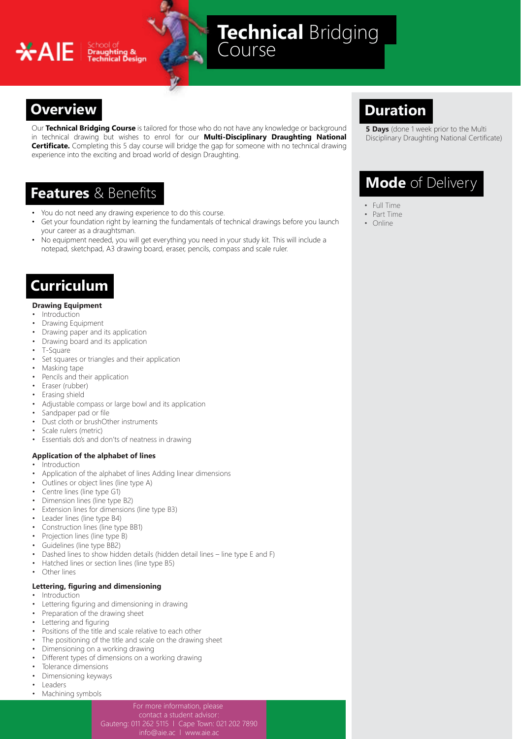AIE School of Draughting & Technical Design

# **Technical** Bridging Course

## Overview

Our **Technical Bridging Course** is tailored for those who do not have any knowledge or background in technical drawing but wishes to enrol for our **Multi-Disciplinary Draughting National Certificate.** Completing this 5 day course will bridge the gap for someone with no technical drawing experience into the exciting and broad world of design Draughting.

## Features & Benefits

- You do not need any drawing experience to do this course.
- Get your foundation right by learning the fundamentals of technical drawings before you launch your career as a draughtsman.
- No equipment needed, you will get everything you need in your study kit. This will include a notepad, sketchpad, A3 drawing board, eraser, pencils, compass and scale ruler.

## Curriculum

### Drawing Equipment

- Introduction
- Drawing Equipment
- Drawing paper and its application
- Drawing board and its application
- T-Square
- Set squares or triangles and their application
- Masking tape
- Pencils and their application
- Eraser (rubber)
- Erasing shield
- Adjustable compass or large bowl and its application
- Sandpaper pad or file
- Dust cloth or brushOther instruments
- Scale rulers (metric)
- Essentials do's and don'ts of neatness in drawing

### Application of the alphabet of lines

- Introduction
- Application of the alphabet of lines Adding linear dimensions
- Outlines or object lines (line type A)
- Centre lines (line type G1)
- Dimension lines (line type B2)
- Extension lines for dimensions (line type B3)
- Leader lines (line type B4)
- Construction lines (line type BB1)
- Projection lines (line type B)
- Guidelines (line type BB2)
- Dashed lines to show hidden details (hidden detail lines – line type E and F)
- Hatched lines or section lines (line type B5)
- Other lines

### Lettering, figuring and dimensioning

- Introduction
- Lettering figuring and dimensioning in drawing
- Preparation of the drawing sheet
- Lettering and figuring
- Positions of the title and scale relative to each other
- The positioning of the title and scale on the drawing sheet
- Dimensioning on a working drawing
- Different types of dimensions on a working drawing
- Tolerance dimensions
- Dimensioning keyways
- Leaders
- Machining symbols

## Duration

**5 Days** (done 1 week prior to the Multi Disciplinary Draughting National Certificate)

## Mode of Delivery

- Full Time
- Part Time
- Online

For more information, please contact a student advisor:
Gauteng: 011 262 5115 | Cape Town: 021 202 7890
info@aie.ac | www.aie.ac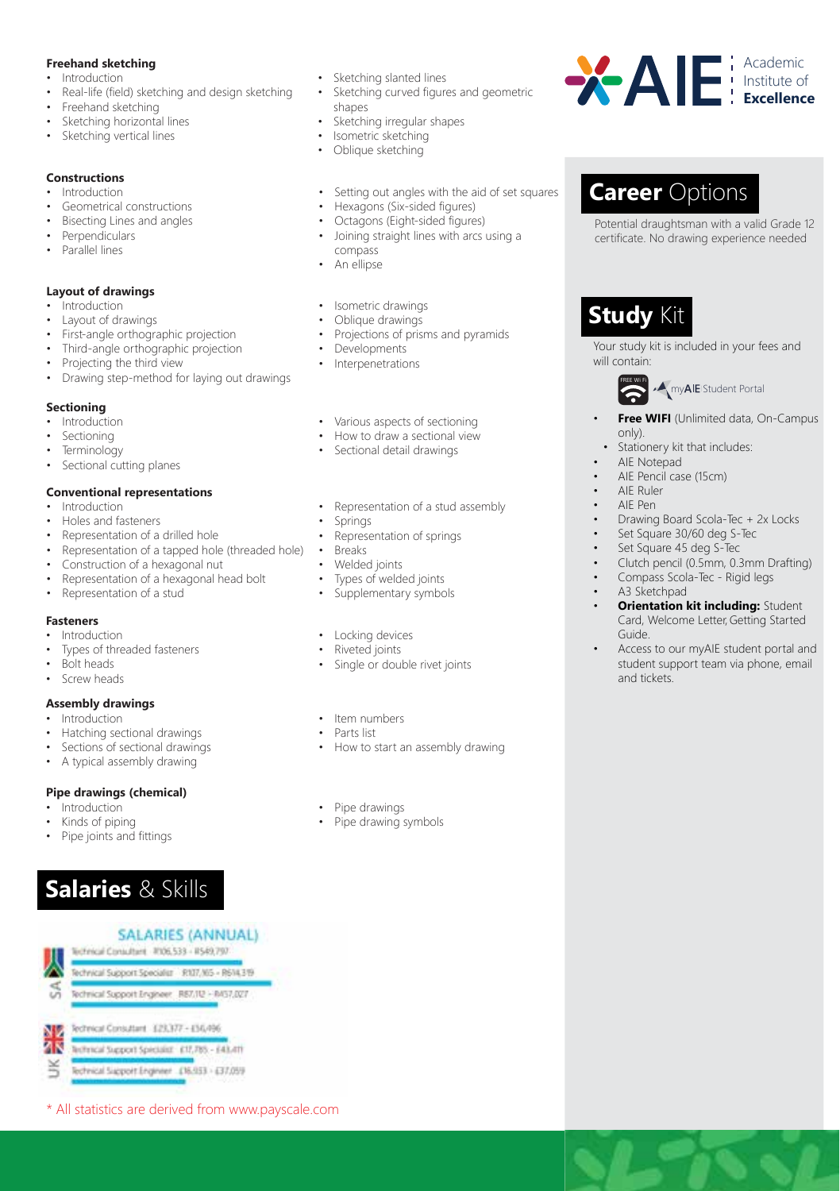### Freehand sketching

- Introduction
- Real-life (field) sketching and design sketching
- Freehand sketching
- Sketching horizontal lines
- Sketching vertical lines
- Sketching slanted lines
- Sketching curved figures and geometric shapes
- Sketching irregular shapes
- Isometric sketching
- Oblique sketching

### Constructions

- Introduction
- Geometrical constructions
- Bisecting Lines and angles
- Perpendiculars
- Parallel lines
- Setting out angles with the aid of set squares
- Hexagons (Six-sided figures)
- Octagons (Eight-sided figures)
- Joining straight lines with arcs using a compass
- An ellipse

### Layout of drawings

- Introduction
- Layout of drawings
- First-angle orthographic projection
- Third-angle orthographic projection
- Projecting the third view
- Drawing step-method for laying out drawings
- Isometric drawings
- Oblique drawings
- Projections of prisms and pyramids
- Developments
- Interpenetrations

### Sectioning

- Introduction
- Sectioning
- Terminology
- Sectional cutting planes
- Various aspects of sectioning
- How to draw a sectional view
- Sectional detail drawings

### Conventional representations

- Introduction
- Holes and fasteners
- Representation of a drilled hole
- Representation of a tapped hole (threaded hole)
- Construction of a hexagonal nut
- Representation of a hexagonal head bolt
- Representation of a stud
- Representation of a stud assembly
- Springs
- Representation of springs
- Breaks
- Welded joints
- Types of welded joints
- Supplementary symbols

### Fasteners

- Introduction
- Types of threaded fasteners
- Bolt heads
- Screw heads
- Locking devices
- Riveted joints
- Single or double rivet joints

### Assembly drawings

- Introduction
- Hatching sectional drawings
- Sections of sectional drawings
- A typical assembly drawing
- Item numbers
- Parts list
- How to start an assembly drawing

### Pipe drawings (chemical)

- Introduction
- Kinds of piping
- Pipe joints and fittings
- Pipe drawings
- Pipe drawing symbols

## Salaries & Skills

SALARIES (ANNUAL)

SA

Technical Consultant R106,533 - R549,797

Technical Support Specialist R107,165 - R614,319

Technical Support Engineer R87,112 - R457,027

UK

Technical Consultant £23,377 - £56,496

Technical Support Specialist £17,785 - £43,411

Technical Support Engineer £16,933 - £37,059

\* All statistics are derived from www.payscale.com

Academic Institute of **Excellence**

## Career Options

Potential draughtsman with a valid Grade 12 certificate. No drawing experience needed

## Study Kit

Your study kit is included in your fees and will contain:

FREE WI FI · myAIE Student Portal

- **Free WIFI** (Unlimited data, On-Campus only).
- Stationery kit that includes:
- AIE Notepad
- AIE Pencil case (15cm)
- AIE Ruler
- AIE Pen
- Drawing Board Scola-Tec + 2x Locks
- Set Square 30/60 deg S-Tec
- Set Square 45 deg S-Tec
- Clutch pencil (0.5mm, 0.3mm Drafting)
- Compass Scola-Tec - Rigid legs
- A3 Sketchpad
- **Orientation kit including:** Student Card, Welcome Letter, Getting Started Guide.
- Access to our myAIE student portal and student support team via phone, email and tickets.